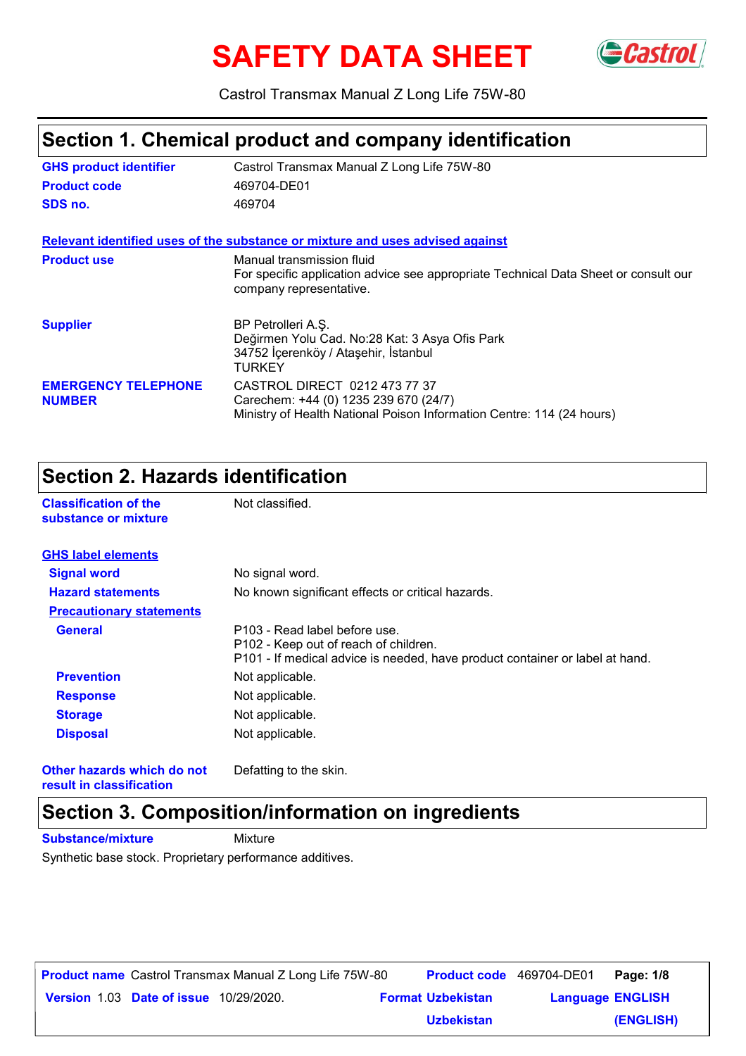# SAFETY DATA SHEET

Castrol Transmax Manual Z Long Life 75W-80

## Section 1. Chemical product and company identification

| | |
|---|---|
| **GHS product identifier** | Castrol Transmax Manual Z Long Life 75W-80 |
| **Product code** | 469704-DE01 |
| **SDS no.** | 469704 |

**Relevant identified uses of the substance or mixture and uses advised against**

| | |
|---|---|
| **Product use** | Manual transmission fluid<br>For specific application advice see appropriate Technical Data Sheet or consult our company representative. |
| **Supplier** | BP Petrolleri A.Ş.<br>Değirmen Yolu Cad. No:28 Kat: 3 Asya Ofis Park<br>34752 İçerenköy / Ataşehir, İstanbul<br>TURKEY |
| **EMERGENCY TELEPHONE NUMBER** | CASTROL DIRECT 0212 473 77 37<br>Carechem: +44 (0) 1235 239 670 (24/7)<br>Ministry of Health National Poison Information Centre: 114 (24 hours) |

## Section 2. Hazards identification

| | |
|---|---|
| **Classification of the substance or mixture** | Not classified. |

**GHS label elements**

| | |
|---|---|
| **Signal word** | No signal word. |
| **Hazard statements** | No known significant effects or critical hazards. |

**Precautionary statements**

| | |
|---|---|
| **General** | P103 - Read label before use.<br>P102 - Keep out of reach of children.<br>P101 - If medical advice is needed, have product container or label at hand. |
| **Prevention** | Not applicable. |
| **Response** | Not applicable. |
| **Storage** | Not applicable. |
| **Disposal** | Not applicable. |
| **Other hazards which do not result in classification** | Defatting to the skin. |

## Section 3. Composition/information on ingredients

**Substance/mixture** Mixture

Synthetic base stock. Proprietary performance additives.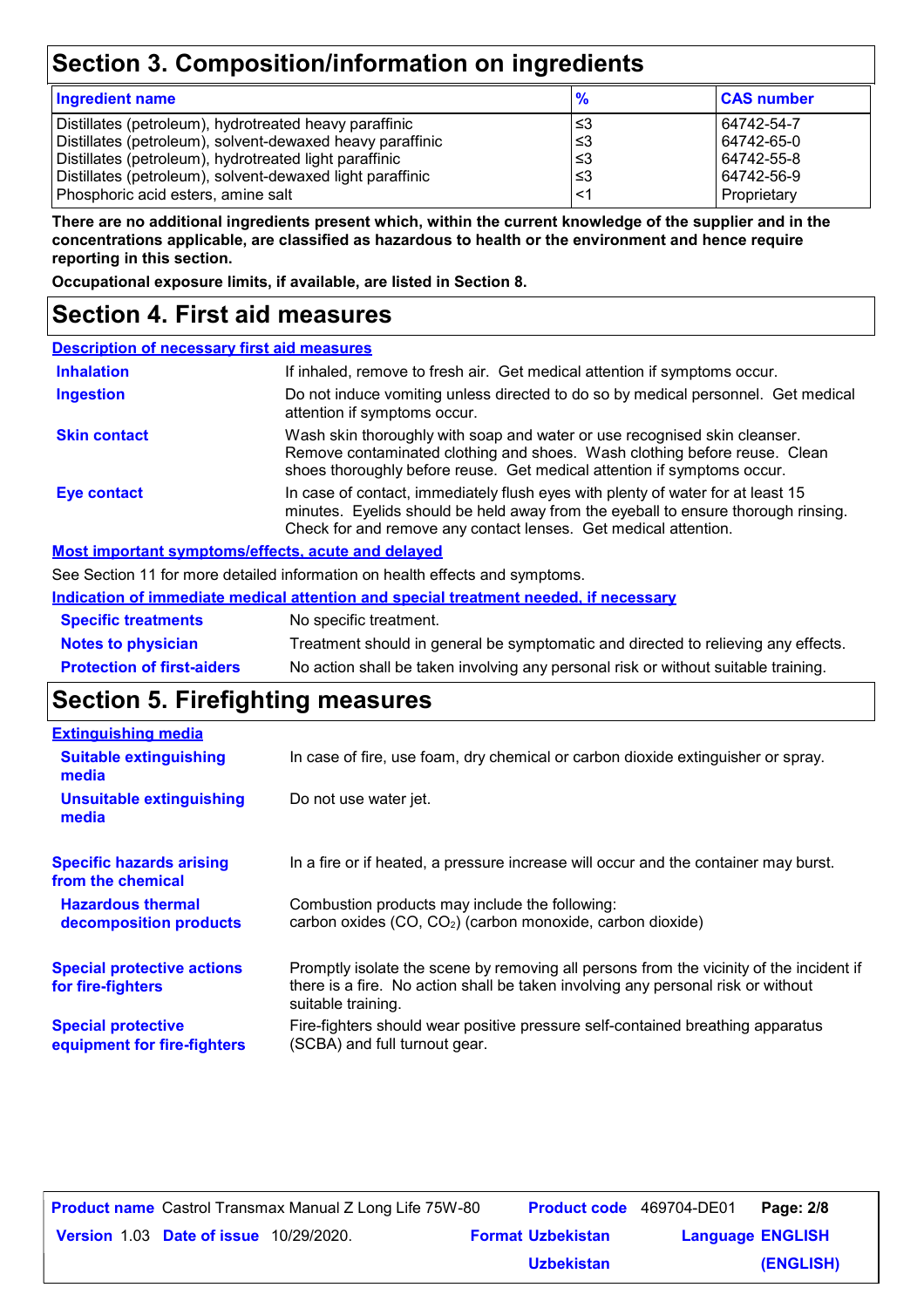## Section 3. Composition/information on ingredients

| Ingredient name | % | CAS number |
| --- | --- | --- |
| Distillates (petroleum), hydrotreated heavy paraffinic | ≤3 | 64742-54-7 |
| Distillates (petroleum), solvent-dewaxed heavy paraffinic | ≤3 | 64742-65-0 |
| Distillates (petroleum), hydrotreated light paraffinic | ≤3 | 64742-55-8 |
| Distillates (petroleum), solvent-dewaxed light paraffinic | ≤3 | 64742-56-9 |
| Phosphoric acid esters, amine salt | <1 | Proprietary |

**There are no additional ingredients present which, within the current knowledge of the supplier and in the concentrations applicable, are classified as hazardous to health or the environment and hence require reporting in this section.**

**Occupational exposure limits, if available, are listed in Section 8.**

## Section 4. First aid measures

### Description of necessary first aid measures

**Inhalation**: If inhaled, remove to fresh air. Get medical attention if symptoms occur.

**Ingestion**: Do not induce vomiting unless directed to do so by medical personnel. Get medical attention if symptoms occur.

**Skin contact**: Wash skin thoroughly with soap and water or use recognised skin cleanser. Remove contaminated clothing and shoes. Wash clothing before reuse. Clean shoes thoroughly before reuse. Get medical attention if symptoms occur.

**Eye contact**: In case of contact, immediately flush eyes with plenty of water for at least 15 minutes. Eyelids should be held away from the eyeball to ensure thorough rinsing. Check for and remove any contact lenses. Get medical attention.

### Most important symptoms/effects, acute and delayed

See Section 11 for more detailed information on health effects and symptoms.

### Indication of immediate medical attention and special treatment needed, if necessary

**Specific treatments**: No specific treatment.

**Notes to physician**: Treatment should in general be symptomatic and directed to relieving any effects.

**Protection of first-aiders**: No action shall be taken involving any personal risk or without suitable training.

## Section 5. Firefighting measures

### Extinguishing media

**Suitable extinguishing media**: In case of fire, use foam, dry chemical or carbon dioxide extinguisher or spray.

**Unsuitable extinguishing media**: Do not use water jet.

**Specific hazards arising from the chemical**: In a fire or if heated, a pressure increase will occur and the container may burst.

**Hazardous thermal decomposition products**: Combustion products may include the following:
carbon oxides ($CO$, $CO_2$) (carbon monoxide, carbon dioxide)

**Special protective actions for fire-fighters**: Promptly isolate the scene by removing all persons from the vicinity of the incident if there is a fire. No action shall be taken involving any personal risk or without suitable training.

**Special protective equipment for fire-fighters**: Fire-fighters should wear positive pressure self-contained breathing apparatus (SCBA) and full turnout gear.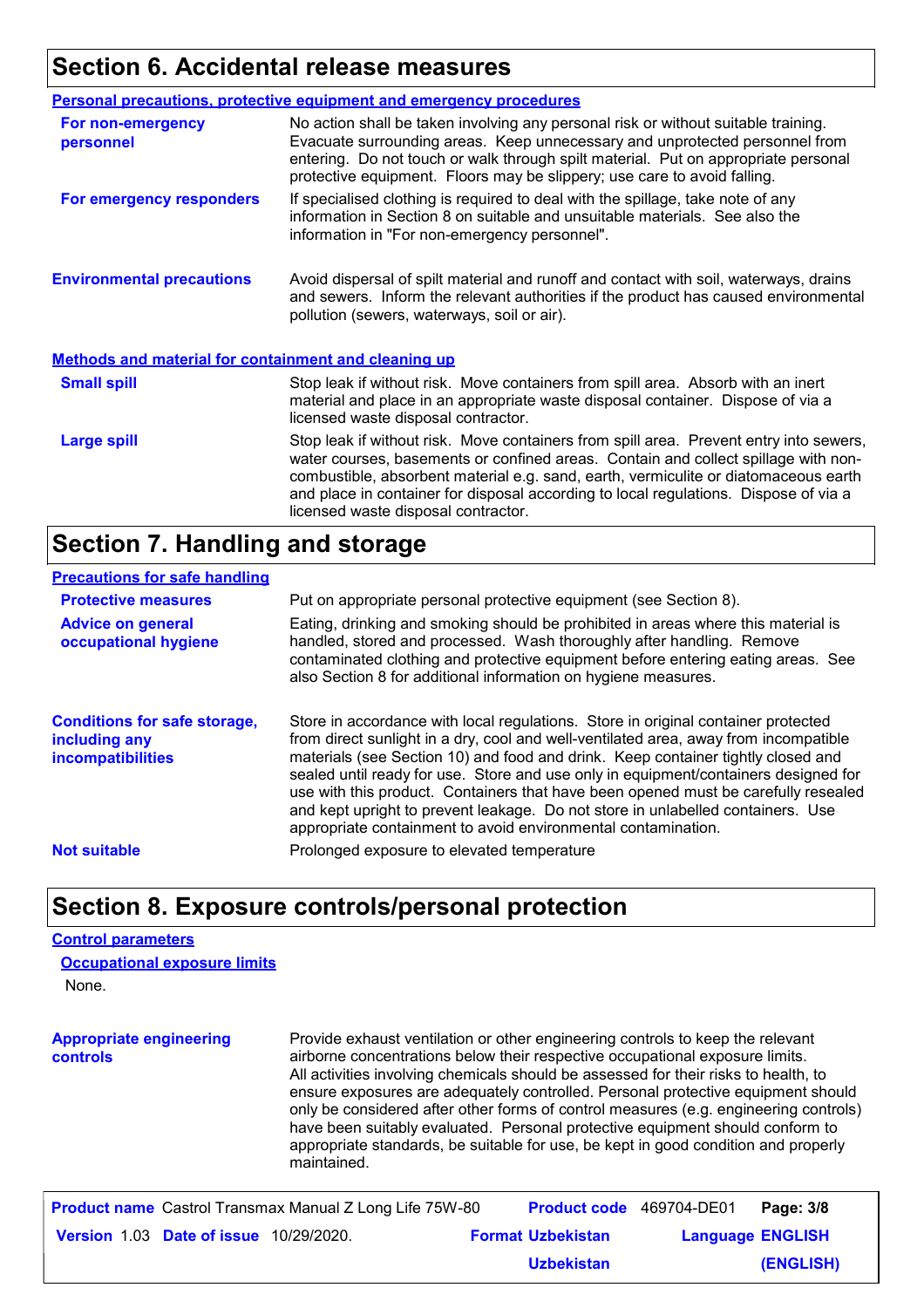## Section 6. Accidental release measures

### Personal precautions, protective equipment and emergency procedures

**For non-emergency personnel**
No action shall be taken involving any personal risk or without suitable training. Evacuate surrounding areas. Keep unnecessary and unprotected personnel from entering. Do not touch or walk through spilt material. Put on appropriate personal protective equipment. Floors may be slippery; use care to avoid falling.

**For emergency responders**
If specialised clothing is required to deal with the spillage, take note of any information in Section 8 on suitable and unsuitable materials. See also the information in "For non-emergency personnel".

**Environmental precautions**
Avoid dispersal of spilt material and runoff and contact with soil, waterways, drains and sewers. Inform the relevant authorities if the product has caused environmental pollution (sewers, waterways, soil or air).

### Methods and material for containment and cleaning up

**Small spill**
Stop leak if without risk. Move containers from spill area. Absorb with an inert material and place in an appropriate waste disposal container. Dispose of via a licensed waste disposal contractor.

**Large spill**
Stop leak if without risk. Move containers from spill area. Prevent entry into sewers, water courses, basements or confined areas. Contain and collect spillage with non-combustible, absorbent material e.g. sand, earth, vermiculite or diatomaceous earth and place in container for disposal according to local regulations. Dispose of via a licensed waste disposal contractor.

## Section 7. Handling and storage

### Precautions for safe handling

**Protective measures**
Put on appropriate personal protective equipment (see Section 8).

**Advice on general occupational hygiene**
Eating, drinking and smoking should be prohibited in areas where this material is handled, stored and processed. Wash thoroughly after handling. Remove contaminated clothing and protective equipment before entering eating areas. See also Section 8 for additional information on hygiene measures.

**Conditions for safe storage, including any incompatibilities**
Store in accordance with local regulations. Store in original container protected from direct sunlight in a dry, cool and well-ventilated area, away from incompatible materials (see Section 10) and food and drink. Keep container tightly closed and sealed until ready for use. Store and use only in equipment/containers designed for use with this product. Containers that have been opened must be carefully resealed and kept upright to prevent leakage. Do not store in unlabelled containers. Use appropriate containment to avoid environmental contamination.

**Not suitable**
Prolonged exposure to elevated temperature

## Section 8. Exposure controls/personal protection

### Control parameters

#### Occupational exposure limits

None.

**Appropriate engineering controls**
Provide exhaust ventilation or other engineering controls to keep the relevant airborne concentrations below their respective occupational exposure limits. All activities involving chemicals should be assessed for their risks to health, to ensure exposures are adequately controlled. Personal protective equipment should only be considered after other forms of control measures (e.g. engineering controls) have been suitably evaluated. Personal protective equipment should conform to appropriate standards, be suitable for use, be kept in good condition and properly maintained.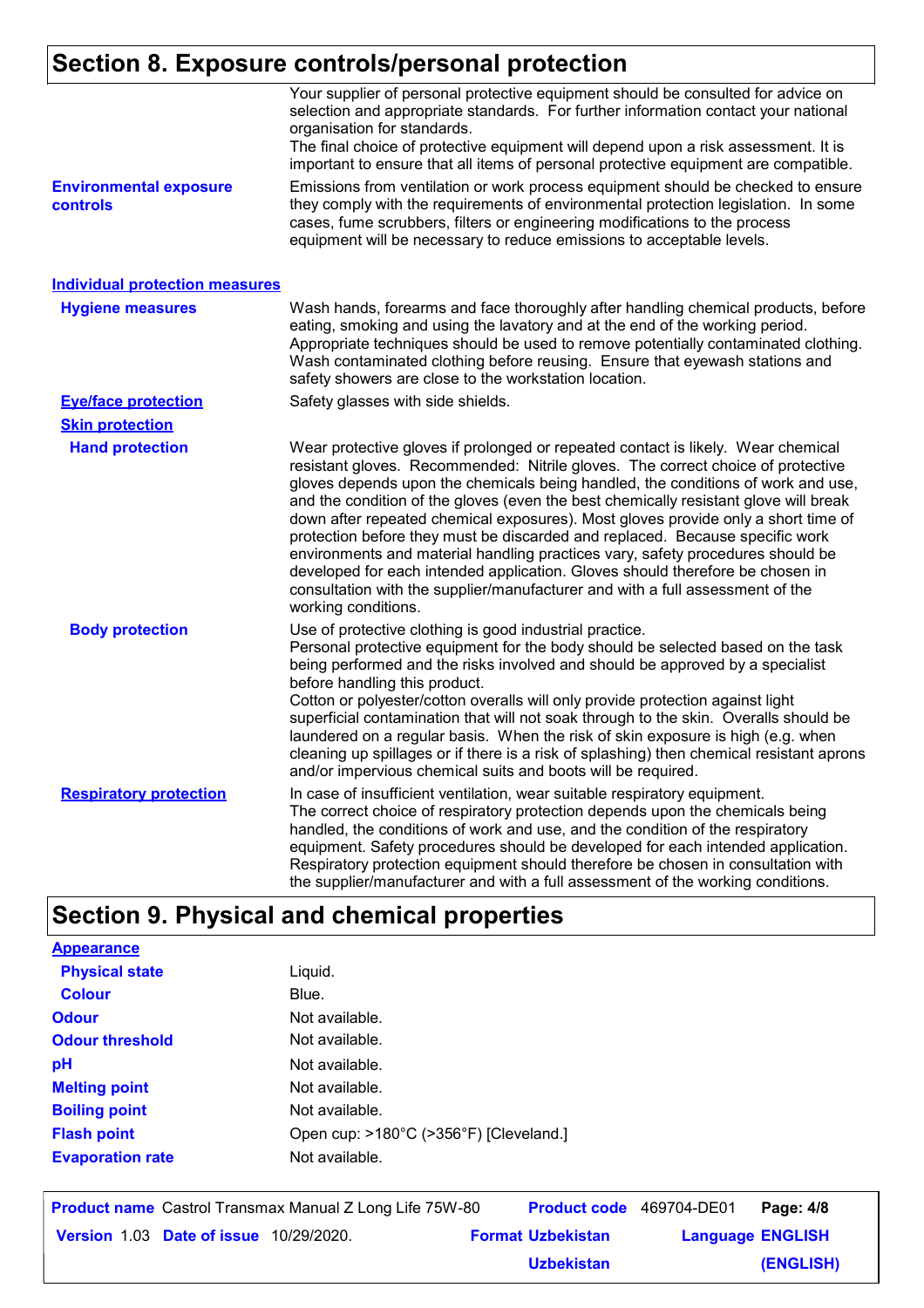## Section 8. Exposure controls/personal protection

Your supplier of personal protective equipment should be consulted for advice on selection and appropriate standards. For further information contact your national organisation for standards.
The final choice of protective equipment will depend upon a risk assessment. It is important to ensure that all items of personal protective equipment are compatible.

**Environmental exposure controls**

Emissions from ventilation or work process equipment should be checked to ensure they comply with the requirements of environmental protection legislation. In some cases, fume scrubbers, filters or engineering modifications to the process equipment will be necessary to reduce emissions to acceptable levels.

### Individual protection measures

**Hygiene measures**

Wash hands, forearms and face thoroughly after handling chemical products, before eating, smoking and using the lavatory and at the end of the working period. Appropriate techniques should be used to remove potentially contaminated clothing. Wash contaminated clothing before reusing. Ensure that eyewash stations and safety showers are close to the workstation location.

**Eye/face protection**

Safety glasses with side shields.

**Skin protection**

**Hand protection**

Wear protective gloves if prolonged or repeated contact is likely. Wear chemical resistant gloves. Recommended: Nitrile gloves. The correct choice of protective gloves depends upon the chemicals being handled, the conditions of work and use, and the condition of the gloves (even the best chemically resistant glove will break down after repeated chemical exposures). Most gloves provide only a short time of protection before they must be discarded and replaced. Because specific work environments and material handling practices vary, safety procedures should be developed for each intended application. Gloves should therefore be chosen in consultation with the supplier/manufacturer and with a full assessment of the working conditions.

**Body protection**

Use of protective clothing is good industrial practice.
Personal protective equipment for the body should be selected based on the task being performed and the risks involved and should be approved by a specialist before handling this product.
Cotton or polyester/cotton overalls will only provide protection against light superficial contamination that will not soak through to the skin. Overalls should be laundered on a regular basis. When the risk of skin exposure is high (e.g. when cleaning up spillages or if there is a risk of splashing) then chemical resistant aprons and/or impervious chemical suits and boots will be required.

**Respiratory protection**

In case of insufficient ventilation, wear suitable respiratory equipment.
The correct choice of respiratory protection depends upon the chemicals being handled, the conditions of work and use, and the condition of the respiratory equipment. Safety procedures should be developed for each intended application. Respiratory protection equipment should therefore be chosen in consultation with the supplier/manufacturer and with a full assessment of the working conditions.

## Section 9. Physical and chemical properties

**Appearance**

| | |
|---|---|
| **Physical state** | Liquid. |
| **Colour** | Blue. |
| **Odour** | Not available. |
| **Odour threshold** | Not available. |
| **pH** | Not available. |
| **Melting point** | Not available. |
| **Boiling point** | Not available. |
| **Flash point** | Open cup: >180°C (>356°F) [Cleveland.] |
| **Evaporation rate** | Not available. |

| | | | | | |
|---|---|---|---|---|---|
| **Product name** | Castrol Transmax Manual Z Long Life 75W-80 | **Product code** | 469704-DE01 | **Page: 4/8** | |
| **Version** 1.03 | **Date of issue** 10/29/2020. | **Format** Uzbekistan Uzbekistan | | **Language** ENGLISH (ENGLISH) | |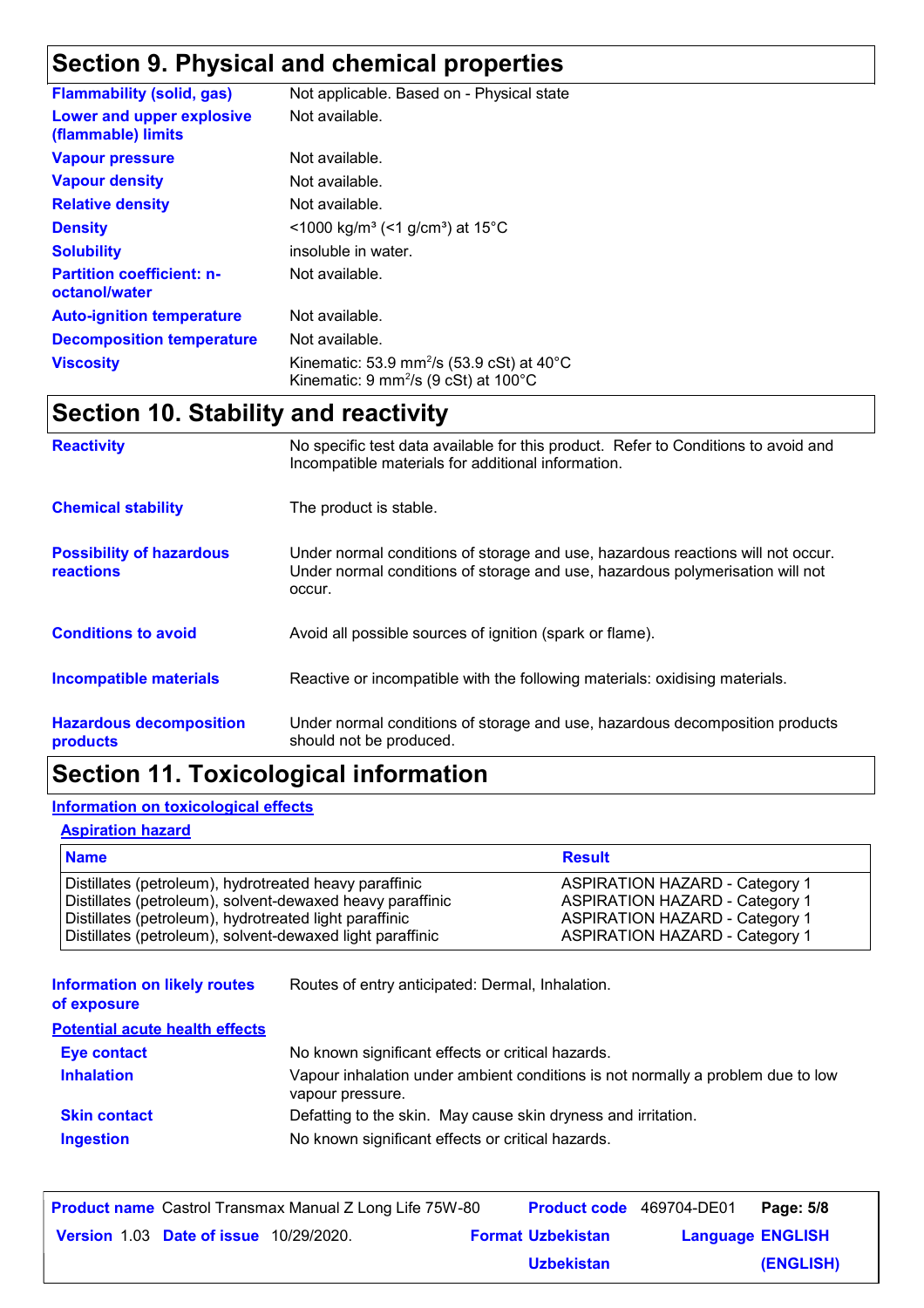## Section 9. Physical and chemical properties

| | |
|---|---|
| **Flammability (solid, gas)** | Not applicable. Based on - Physical state |
| **Lower and upper explosive (flammable) limits** | Not available. |
| **Vapour pressure** | Not available. |
| **Vapour density** | Not available. |
| **Relative density** | Not available. |
| **Density** | <1000 kg/m³ (<1 g/cm³) at 15°C |
| **Solubility** | insoluble in water. |
| **Partition coefficient: n-octanol/water** | Not available. |
| **Auto-ignition temperature** | Not available. |
| **Decomposition temperature** | Not available. |
| **Viscosity** | Kinematic: 53.9 mm²/s (53.9 cSt) at 40°C<br>Kinematic: 9 mm²/s (9 cSt) at 100°C |

## Section 10. Stability and reactivity

| | |
|---|---|
| **Reactivity** | No specific test data available for this product. Refer to Conditions to avoid and Incompatible materials for additional information. |
| **Chemical stability** | The product is stable. |
| **Possibility of hazardous reactions** | Under normal conditions of storage and use, hazardous reactions will not occur.<br>Under normal conditions of storage and use, hazardous polymerisation will not occur. |
| **Conditions to avoid** | Avoid all possible sources of ignition (spark or flame). |
| **Incompatible materials** | Reactive or incompatible with the following materials: oxidising materials. |
| **Hazardous decomposition products** | Under normal conditions of storage and use, hazardous decomposition products should not be produced. |

## Section 11. Toxicological information

### Information on toxicological effects

#### Aspiration hazard

| Name | Result |
|---|---|
| Distillates (petroleum), hydrotreated heavy paraffinic | ASPIRATION HAZARD - Category 1 |
| Distillates (petroleum), solvent-dewaxed heavy paraffinic | ASPIRATION HAZARD - Category 1 |
| Distillates (petroleum), hydrotreated light paraffinic | ASPIRATION HAZARD - Category 1 |
| Distillates (petroleum), solvent-dewaxed light paraffinic | ASPIRATION HAZARD - Category 1 |

**Information on likely routes of exposure**: Routes of entry anticipated: Dermal, Inhalation.

#### Potential acute health effects

| | |
|---|---|
| **Eye contact** | No known significant effects or critical hazards. |
| **Inhalation** | Vapour inhalation under ambient conditions is not normally a problem due to low vapour pressure. |
| **Skin contact** | Defatting to the skin. May cause skin dryness and irritation. |
| **Ingestion** | No known significant effects or critical hazards. |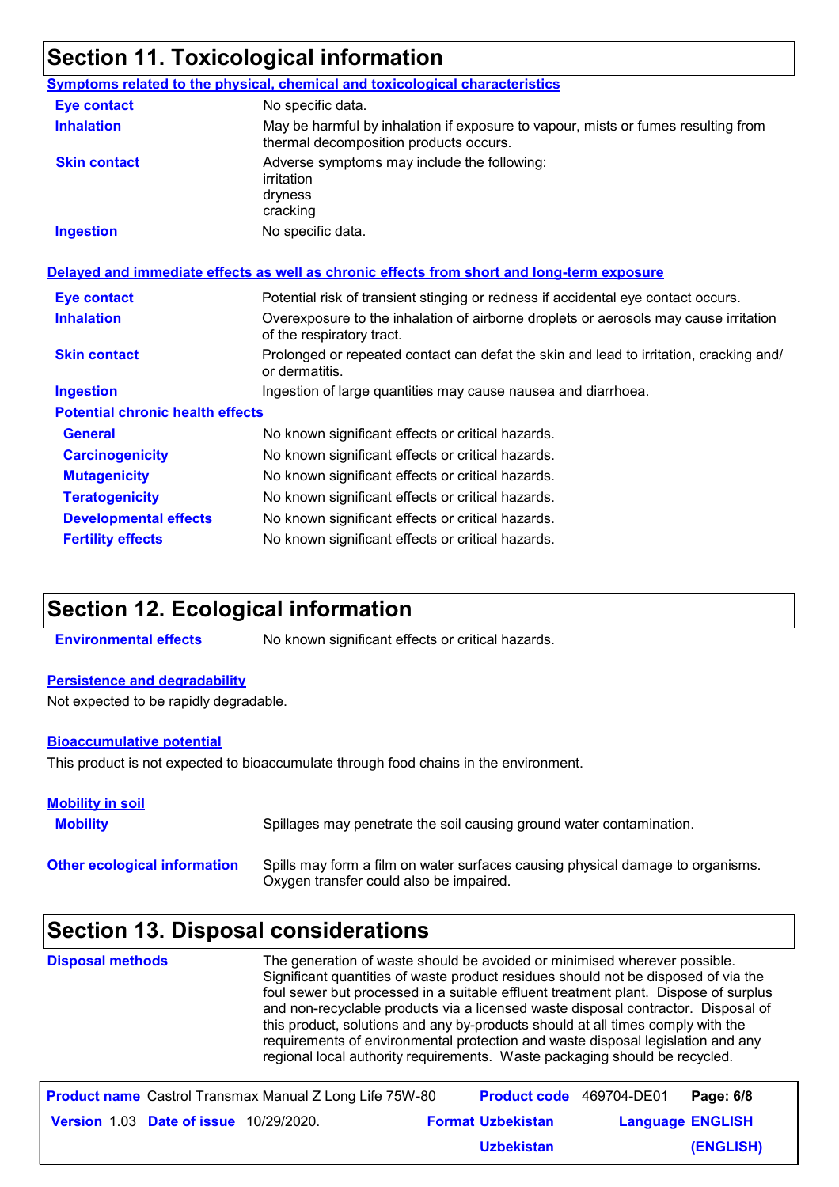## Section 11. Toxicological information

**Symptoms related to the physical, chemical and toxicological characteristics**

| | |
|---|---|
| **Eye contact** | No specific data. |
| **Inhalation** | May be harmful by inhalation if exposure to vapour, mists or fumes resulting from thermal decomposition products occurs. |
| **Skin contact** | Adverse symptoms may include the following: irritation dryness cracking |
| **Ingestion** | No specific data. |

**Delayed and immediate effects as well as chronic effects from short and long-term exposure**

| | |
|---|---|
| **Eye contact** | Potential risk of transient stinging or redness if accidental eye contact occurs. |
| **Inhalation** | Overexposure to the inhalation of airborne droplets or aerosols may cause irritation of the respiratory tract. |
| **Skin contact** | Prolonged or repeated contact can defat the skin and lead to irritation, cracking and/or dermatitis. |
| **Ingestion** | Ingestion of large quantities may cause nausea and diarrhoea. |

**Potential chronic health effects**

| | |
|---|---|
| **General** | No known significant effects or critical hazards. |
| **Carcinogenicity** | No known significant effects or critical hazards. |
| **Mutagenicity** | No known significant effects or critical hazards. |
| **Teratogenicity** | No known significant effects or critical hazards. |
| **Developmental effects** | No known significant effects or critical hazards. |
| **Fertility effects** | No known significant effects or critical hazards. |

## Section 12. Ecological information

**Environmental effects** No known significant effects or critical hazards.

**Persistence and degradability**

Not expected to be rapidly degradable.

**Bioaccumulative potential**

This product is not expected to bioaccumulate through food chains in the environment.

**Mobility in soil**

**Mobility** Spillages may penetrate the soil causing ground water contamination.

**Other ecological information** Spills may form a film on water surfaces causing physical damage to organisms. Oxygen transfer could also be impaired.

## Section 13. Disposal considerations

**Disposal methods** The generation of waste should be avoided or minimised wherever possible. Significant quantities of waste product residues should not be disposed of via the foul sewer but processed in a suitable effluent treatment plant. Dispose of surplus and non-recyclable products via a licensed waste disposal contractor. Disposal of this product, solutions and any by-products should at all times comply with the requirements of environmental protection and waste disposal legislation and any regional local authority requirements. Waste packaging should be recycled.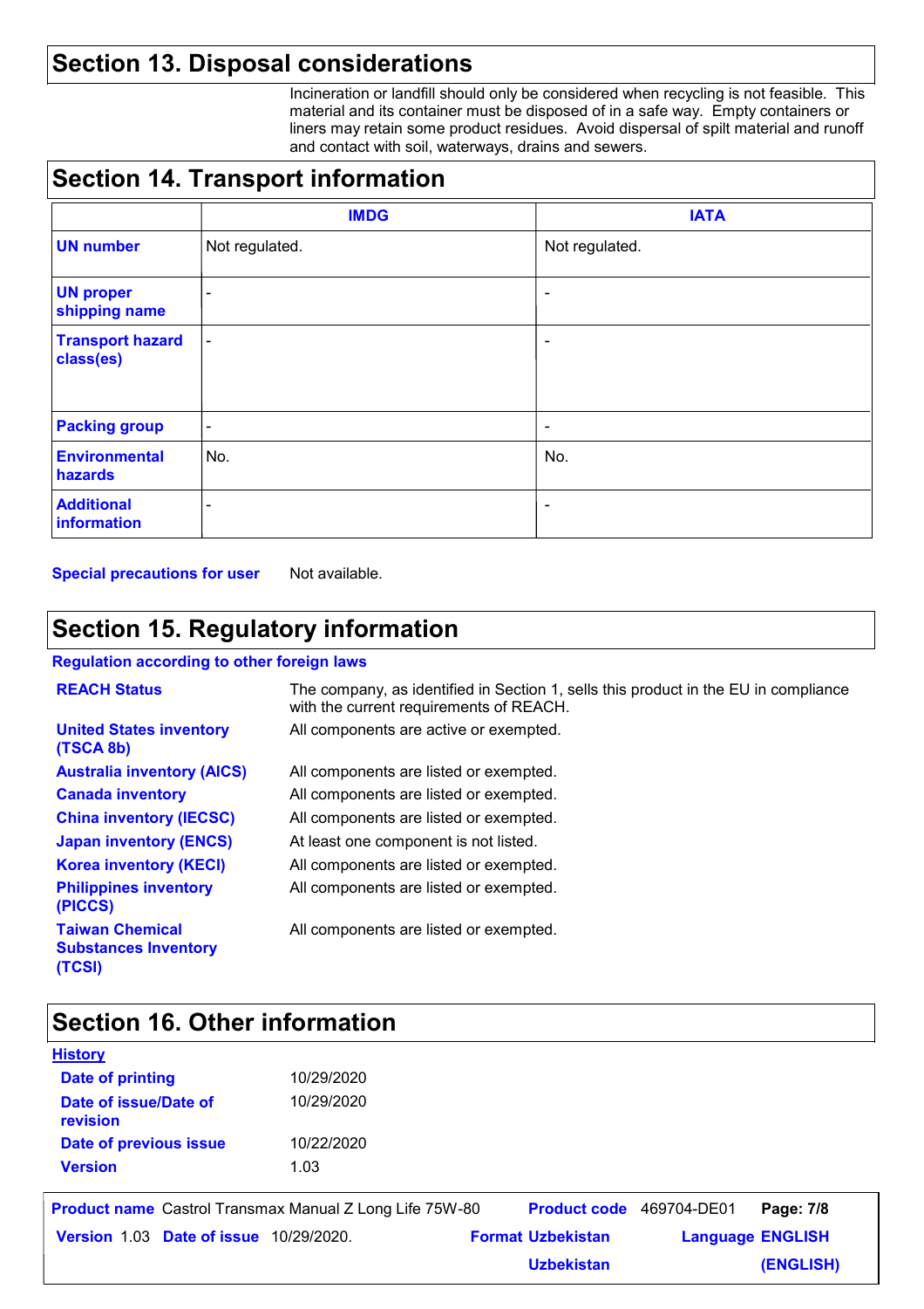## Section 13. Disposal considerations

Incineration or landfill should only be considered when recycling is not feasible. This material and its container must be disposed of in a safe way. Empty containers or liners may retain some product residues. Avoid dispersal of spilt material and runoff and contact with soil, waterways, drains and sewers.

## Section 14. Transport information

| | IMDG | IATA |
|---|---|---|
| **UN number** | Not regulated. | Not regulated. |
| **UN proper shipping name** | - | - |
| **Transport hazard class(es)** | - | - |
| **Packing group** | - | - |
| **Environmental hazards** | No. | No. |
| **Additional information** | - | - |

**Special precautions for user** Not available.

## Section 15. Regulatory information

**Regulation according to other foreign laws**

| | |
|---|---|
| **REACH Status** | The company, as identified in Section 1, sells this product in the EU in compliance with the current requirements of REACH. |
| **United States inventory (TSCA 8b)** | All components are active or exempted. |
| **Australia inventory (AICS)** | All components are listed or exempted. |
| **Canada inventory** | All components are listed or exempted. |
| **China inventory (IECSC)** | All components are listed or exempted. |
| **Japan inventory (ENCS)** | At least one component is not listed. |
| **Korea inventory (KECI)** | All components are listed or exempted. |
| **Philippines inventory (PICCS)** | All components are listed or exempted. |
| **Taiwan Chemical Substances Inventory (TCSI)** | All components are listed or exempted. |

## Section 16. Other information

**History**

| | |
|---|---|
| **Date of printing** | 10/29/2020 |
| **Date of issue/Date of revision** | 10/29/2020 |
| **Date of previous issue** | 10/22/2020 |
| **Version** | 1.03 |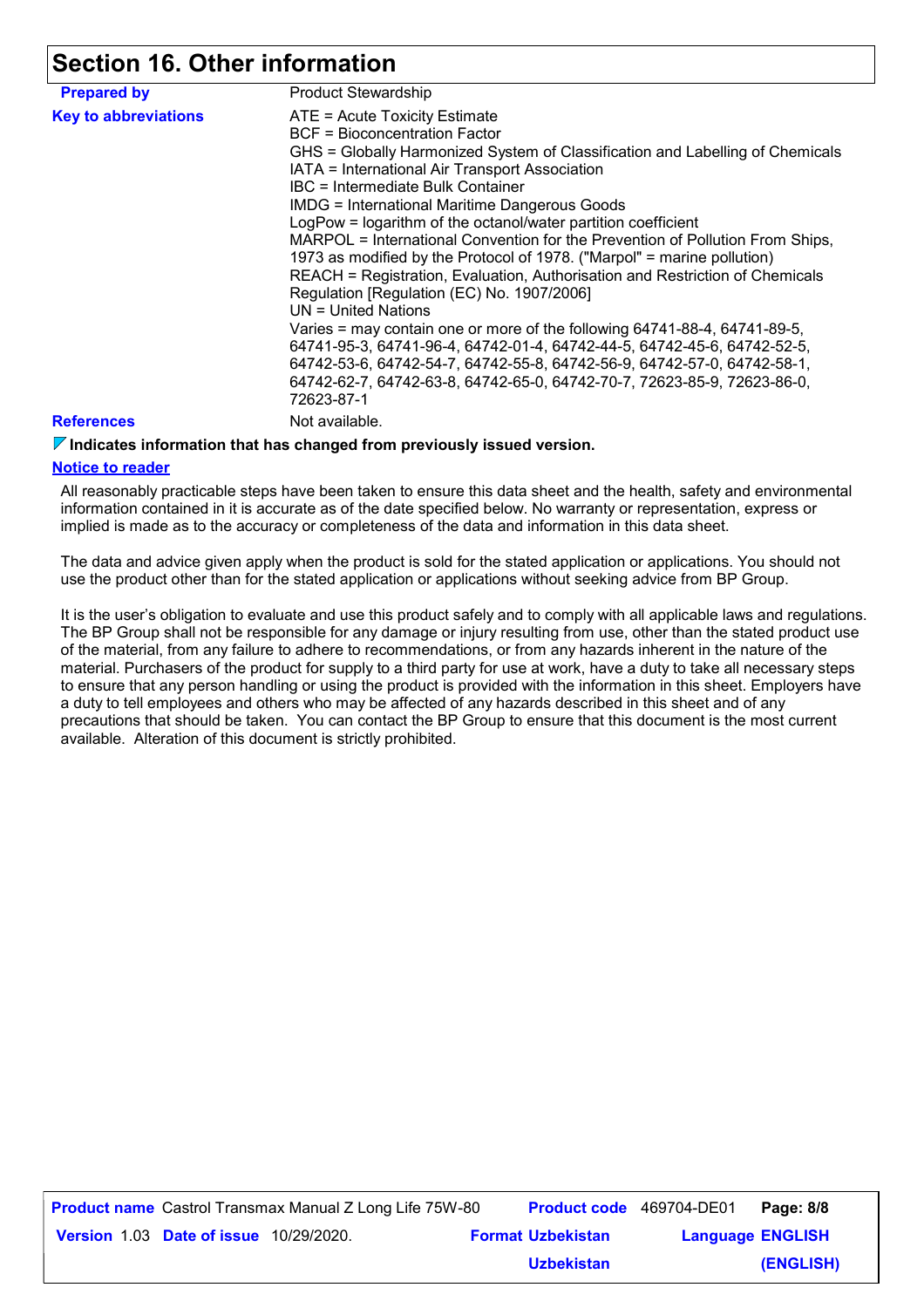## Section 16. Other information

**Prepared by** Product Stewardship

**Key to abbreviations**

ATE = Acute Toxicity Estimate
BCF = Bioconcentration Factor
GHS = Globally Harmonized System of Classification and Labelling of Chemicals
IATA = International Air Transport Association
IBC = Intermediate Bulk Container
IMDG = International Maritime Dangerous Goods
LogPow = logarithm of the octanol/water partition coefficient
MARPOL = International Convention for the Prevention of Pollution From Ships, 1973 as modified by the Protocol of 1978. ("Marpol" = marine pollution)
REACH = Registration, Evaluation, Authorisation and Restriction of Chemicals Regulation [Regulation (EC) No. 1907/2006]
UN = United Nations
Varies = may contain one or more of the following 64741-88-4, 64741-89-5, 64741-95-3, 64741-96-4, 64742-01-4, 64742-44-5, 64742-45-6, 64742-52-5, 64742-53-6, 64742-54-7, 64742-55-8, 64742-56-9, 64742-57-0, 64742-58-1, 64742-62-7, 64742-63-8, 64742-65-0, 64742-70-7, 72623-85-9, 72623-86-0, 72623-87-1

**References** Not available.

**Indicates information that has changed from previously issued version.**

**Notice to reader**

All reasonably practicable steps have been taken to ensure this data sheet and the health, safety and environmental information contained in it is accurate as of the date specified below. No warranty or representation, express or implied is made as to the accuracy or completeness of the data and information in this data sheet.

The data and advice given apply when the product is sold for the stated application or applications. You should not use the product other than for the stated application or applications without seeking advice from BP Group.

It is the user's obligation to evaluate and use this product safely and to comply with all applicable laws and regulations. The BP Group shall not be responsible for any damage or injury resulting from use, other than the stated product use of the material, from any failure to adhere to recommendations, or from any hazards inherent in the nature of the material. Purchasers of the product for supply to a third party for use at work, have a duty to take all necessary steps to ensure that any person handling or using the product is provided with the information in this sheet. Employers have a duty to tell employees and others who may be affected of any hazards described in this sheet and of any precautions that should be taken. You can contact the BP Group to ensure that this document is the most current available. Alteration of this document is strictly prohibited.